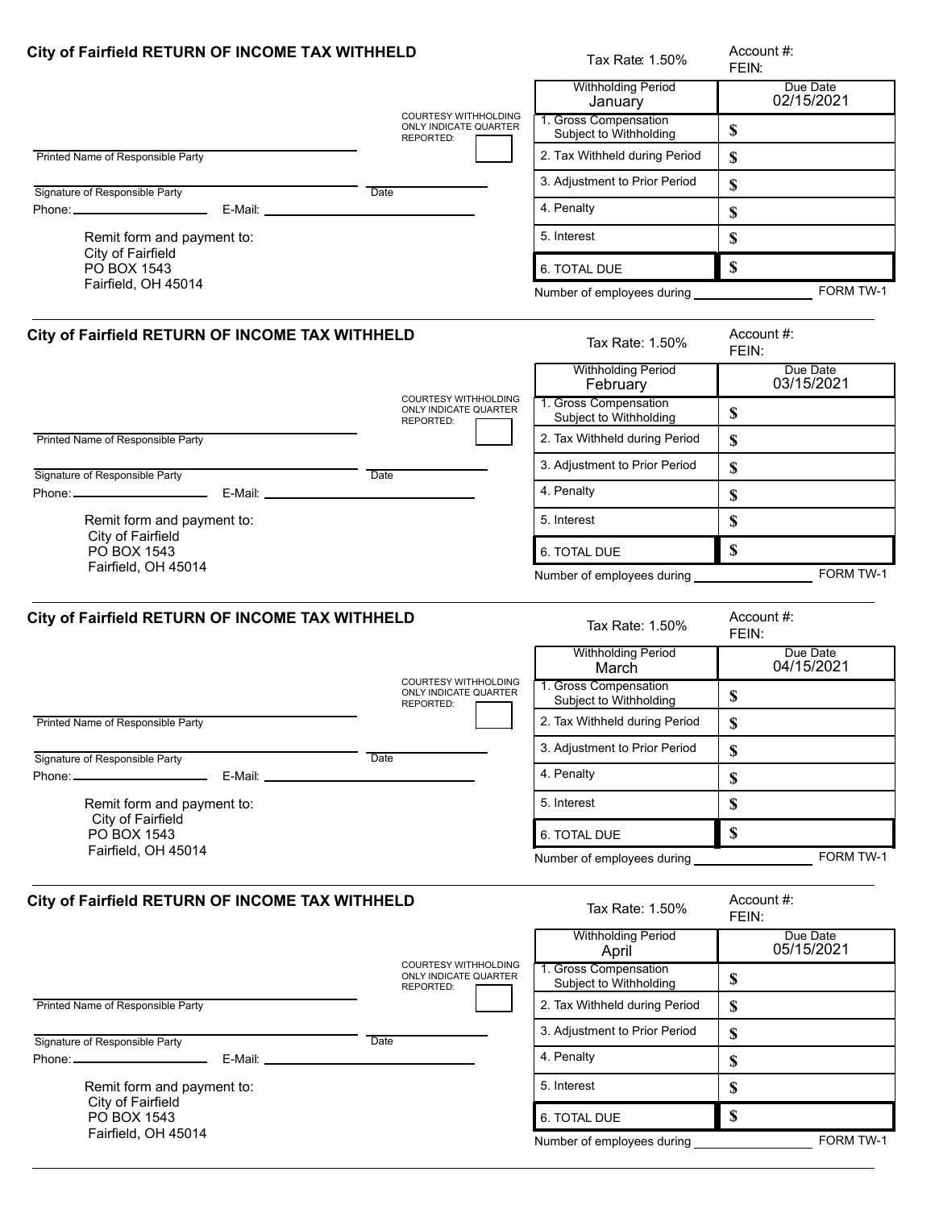## City of Fairfield RETURN OF INCOME TAX WITHHELD

Tax Rate: 1.50%

Account #:
FEIN:

COURTESY WITHHOLDING ONLY INDICATE QUARTER REPORTED:

Printed Name of Responsible Party

Signature of Responsible Party

Date

Phone:

E-Mail:

Remit form and payment to:
City of Fairfield
PO BOX 1543
Fairfield, OH 45014

| Withholding Period January | Due Date 02/15/2021 |
|---|---|
| 1. Gross Compensation Subject to Withholding | $ |
| 2. Tax Withheld during Period | $ |
| 3. Adjustment to Prior Period | $ |
| 4. Penalty | $ |
| 5. Interest | $ |
| 6. TOTAL DUE | $ |

Number of employees during

FORM TW-1

---

## City of Fairfield RETURN OF INCOME TAX WITHHELD

Tax Rate: 1.50%

Account #:
FEIN:

COURTESY WITHHOLDING ONLY INDICATE QUARTER REPORTED:

Printed Name of Responsible Party

Signature of Responsible Party

Date

Phone:

E-Mail:

Remit form and payment to:
City of Fairfield
PO BOX 1543
Fairfield, OH 45014

| Withholding Period February | Due Date 03/15/2021 |
|---|---|
| 1. Gross Compensation Subject to Withholding | $ |
| 2. Tax Withheld during Period | $ |
| 3. Adjustment to Prior Period | $ |
| 4. Penalty | $ |
| 5. Interest | $ |
| 6. TOTAL DUE | $ |

Number of employees during

FORM TW-1

---

## City of Fairfield RETURN OF INCOME TAX WITHHELD

Tax Rate: 1.50%

Account #:
FEIN:

COURTESY WITHHOLDING ONLY INDICATE QUARTER REPORTED:

Printed Name of Responsible Party

Signature of Responsible Party

Date

Phone:

E-Mail:

Remit form and payment to:
City of Fairfield
PO BOX 1543
Fairfield, OH 45014

| Withholding Period March | Due Date 04/15/2021 |
|---|---|
| 1. Gross Compensation Subject to Withholding | $ |
| 2. Tax Withheld during Period | $ |
| 3. Adjustment to Prior Period | $ |
| 4. Penalty | $ |
| 5. Interest | $ |
| 6. TOTAL DUE | $ |

Number of employees during

FORM TW-1

---

## City of Fairfield RETURN OF INCOME TAX WITHHELD

Tax Rate: 1.50%

Account #:
FEIN:

COURTESY WITHHOLDING ONLY INDICATE QUARTER REPORTED:

Printed Name of Responsible Party

Signature of Responsible Party

Date

Phone:

E-Mail:

Remit form and payment to:
City of Fairfield
PO BOX 1543
Fairfield, OH 45014

| Withholding Period April | Due Date 05/15/2021 |
|---|---|
| 1. Gross Compensation Subject to Withholding | $ |
| 2. Tax Withheld during Period | $ |
| 3. Adjustment to Prior Period | $ |
| 4. Penalty | $ |
| 5. Interest | $ |
| 6. TOTAL DUE | $ |

Number of employees during

FORM TW-1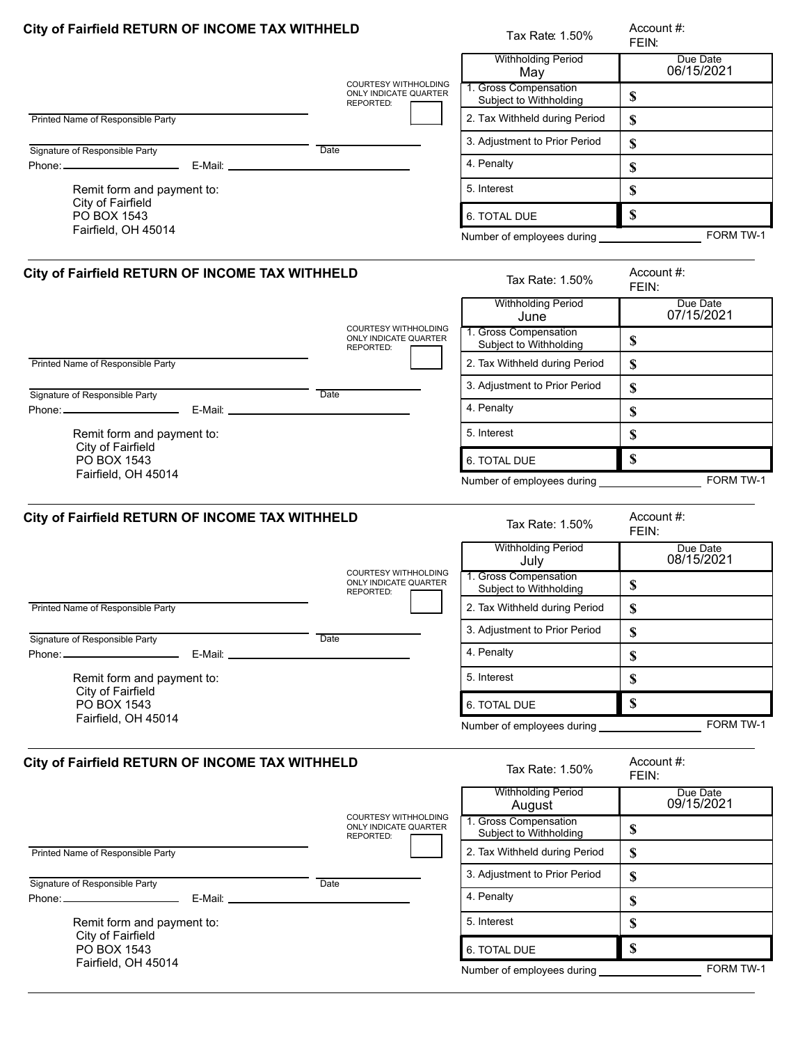## City of Fairfield RETURN OF INCOME TAX WITHHELD

Tax Rate: 1.50%

Account #:
FEIN:

| Withholding Period May | Due Date 06/15/2021 |
|---|---|
| 1. Gross Compensation Subject to Withholding | $ |
| 2. Tax Withheld during Period | $ |
| 3. Adjustment to Prior Period | $ |
| 4. Penalty | $ |
| 5. Interest | $ |
| 6. TOTAL DUE | $ |

Number of employees during ____________ FORM TW-1

COURTESY WITHHOLDING ONLY INDICATE QUARTER REPORTED: [ ]

Printed Name of Responsible Party

Signature of Responsible Party ____________ Date ____________

Phone: ____________ E-Mail: ____________

Remit form and payment to:
City of Fairfield
PO BOX 1543
Fairfield, OH 45014

---

## City of Fairfield RETURN OF INCOME TAX WITHHELD

Tax Rate: 1.50%

Account #:
FEIN:

| Withholding Period June | Due Date 07/15/2021 |
|---|---|
| 1. Gross Compensation Subject to Withholding | $ |
| 2. Tax Withheld during Period | $ |
| 3. Adjustment to Prior Period | $ |
| 4. Penalty | $ |
| 5. Interest | $ |
| 6. TOTAL DUE | $ |

Number of employees during ____________ FORM TW-1

COURTESY WITHHOLDING ONLY INDICATE QUARTER REPORTED: [ ]

Printed Name of Responsible Party

Signature of Responsible Party ____________ Date ____________

Phone: ____________ E-Mail: ____________

Remit form and payment to:
City of Fairfield
PO BOX 1543
Fairfield, OH 45014

---

## City of Fairfield RETURN OF INCOME TAX WITHHELD

Tax Rate: 1.50%

Account #:
FEIN:

| Withholding Period July | Due Date 08/15/2021 |
|---|---|
| 1. Gross Compensation Subject to Withholding | $ |
| 2. Tax Withheld during Period | $ |
| 3. Adjustment to Prior Period | $ |
| 4. Penalty | $ |
| 5. Interest | $ |
| 6. TOTAL DUE | $ |

Number of employees during ____________ FORM TW-1

COURTESY WITHHOLDING ONLY INDICATE QUARTER REPORTED: [ ]

Printed Name of Responsible Party

Signature of Responsible Party ____________ Date ____________

Phone: ____________ E-Mail: ____________

Remit form and payment to:
City of Fairfield
PO BOX 1543
Fairfield, OH 45014

---

## City of Fairfield RETURN OF INCOME TAX WITHHELD

Tax Rate: 1.50%

Account #:
FEIN:

| Withholding Period August | Due Date 09/15/2021 |
|---|---|
| 1. Gross Compensation Subject to Withholding | $ |
| 2. Tax Withheld during Period | $ |
| 3. Adjustment to Prior Period | $ |
| 4. Penalty | $ |
| 5. Interest | $ |
| 6. TOTAL DUE | $ |

Number of employees during ____________ FORM TW-1

COURTESY WITHHOLDING ONLY INDICATE QUARTER REPORTED: [ ]

Printed Name of Responsible Party

Signature of Responsible Party ____________ Date ____________

Phone: ____________ E-Mail: ____________

Remit form and payment to:
City of Fairfield
PO BOX 1543
Fairfield, OH 45014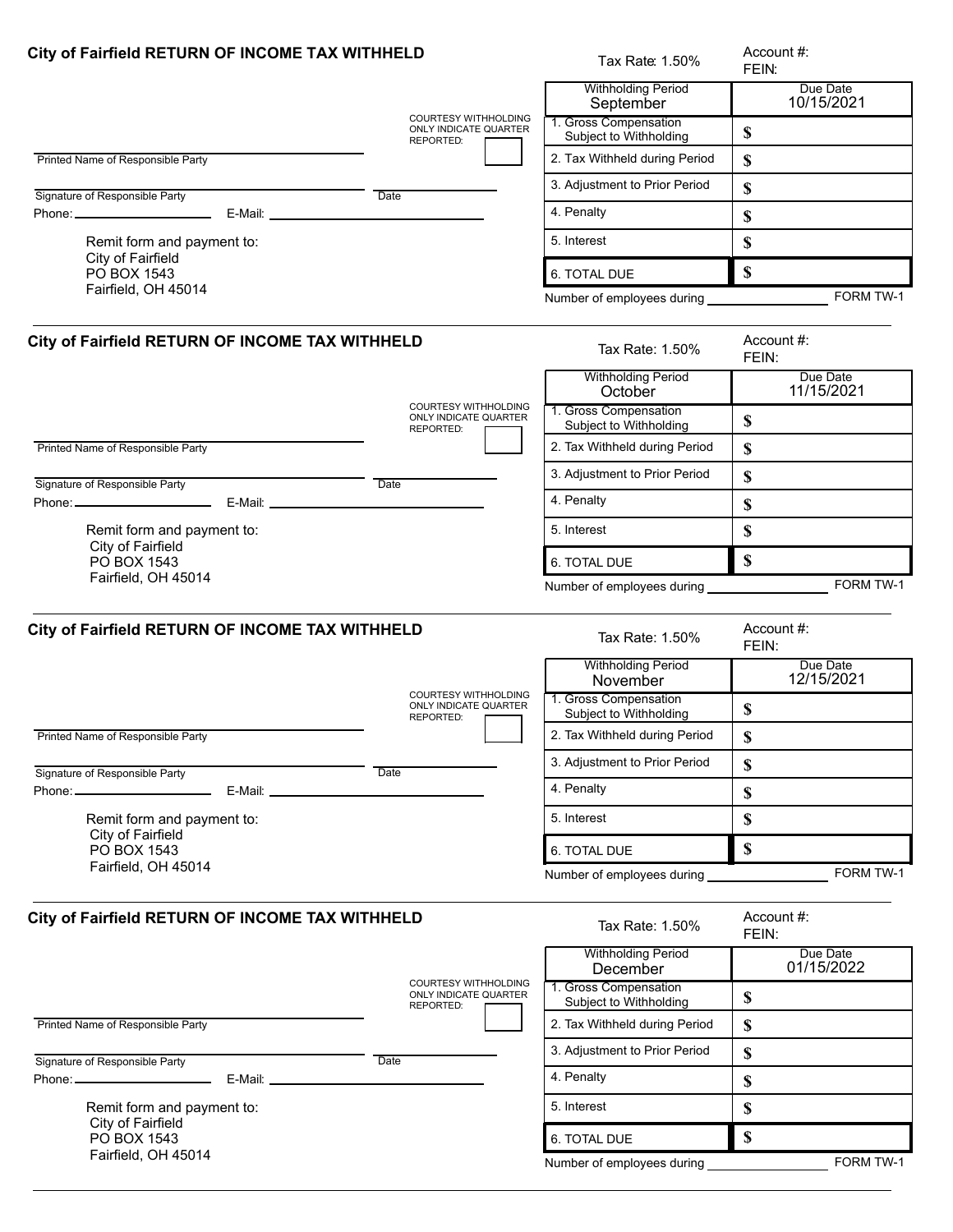## City of Fairfield RETURN OF INCOME TAX WITHHELD

Tax Rate: 1.50%

Account #:
FEIN:

| Withholding Period September | Due Date 10/15/2021 |
|---|---|
| 1. Gross Compensation Subject to Withholding | $ |
| 2. Tax Withheld during Period | $ |
| 3. Adjustment to Prior Period | $ |
| 4. Penalty | $ |
| 5. Interest | $ |
| 6. TOTAL DUE | $ |

COURTESY WITHHOLDING ONLY INDICATE QUARTER REPORTED:

Printed Name of Responsible Party

Signature of Responsible Party    Date

Phone:    E-Mail:

Remit form and payment to:
City of Fairfield
PO BOX 1543
Fairfield, OH 45014

Number of employees during ______    FORM TW-1

---

## City of Fairfield RETURN OF INCOME TAX WITHHELD

Tax Rate: 1.50%

Account #:
FEIN:

| Withholding Period October | Due Date 11/15/2021 |
|---|---|
| 1. Gross Compensation Subject to Withholding | $ |
| 2. Tax Withheld during Period | $ |
| 3. Adjustment to Prior Period | $ |
| 4. Penalty | $ |
| 5. Interest | $ |
| 6. TOTAL DUE | $ |

COURTESY WITHHOLDING ONLY INDICATE QUARTER REPORTED:

Printed Name of Responsible Party

Signature of Responsible Party    Date

Phone:    E-Mail:

Remit form and payment to:
City of Fairfield
PO BOX 1543
Fairfield, OH 45014

Number of employees during ______    FORM TW-1

---

## City of Fairfield RETURN OF INCOME TAX WITHHELD

Tax Rate: 1.50%

Account #:
FEIN:

| Withholding Period November | Due Date 12/15/2021 |
|---|---|
| 1. Gross Compensation Subject to Withholding | $ |
| 2. Tax Withheld during Period | $ |
| 3. Adjustment to Prior Period | $ |
| 4. Penalty | $ |
| 5. Interest | $ |
| 6. TOTAL DUE | $ |

COURTESY WITHHOLDING ONLY INDICATE QUARTER REPORTED:

Printed Name of Responsible Party

Signature of Responsible Party    Date

Phone:    E-Mail:

Remit form and payment to:
City of Fairfield
PO BOX 1543
Fairfield, OH 45014

Number of employees during ______    FORM TW-1

---

## City of Fairfield RETURN OF INCOME TAX WITHHELD

Tax Rate: 1.50%

Account #:
FEIN:

| Withholding Period December | Due Date 01/15/2022 |
|---|---|
| 1. Gross Compensation Subject to Withholding | $ |
| 2. Tax Withheld during Period | $ |
| 3. Adjustment to Prior Period | $ |
| 4. Penalty | $ |
| 5. Interest | $ |
| 6. TOTAL DUE | $ |

COURTESY WITHHOLDING ONLY INDICATE QUARTER REPORTED:

Printed Name of Responsible Party

Signature of Responsible Party    Date

Phone:    E-Mail:

Remit form and payment to:
City of Fairfield
PO BOX 1543
Fairfield, OH 45014

Number of employees during ______    FORM TW-1